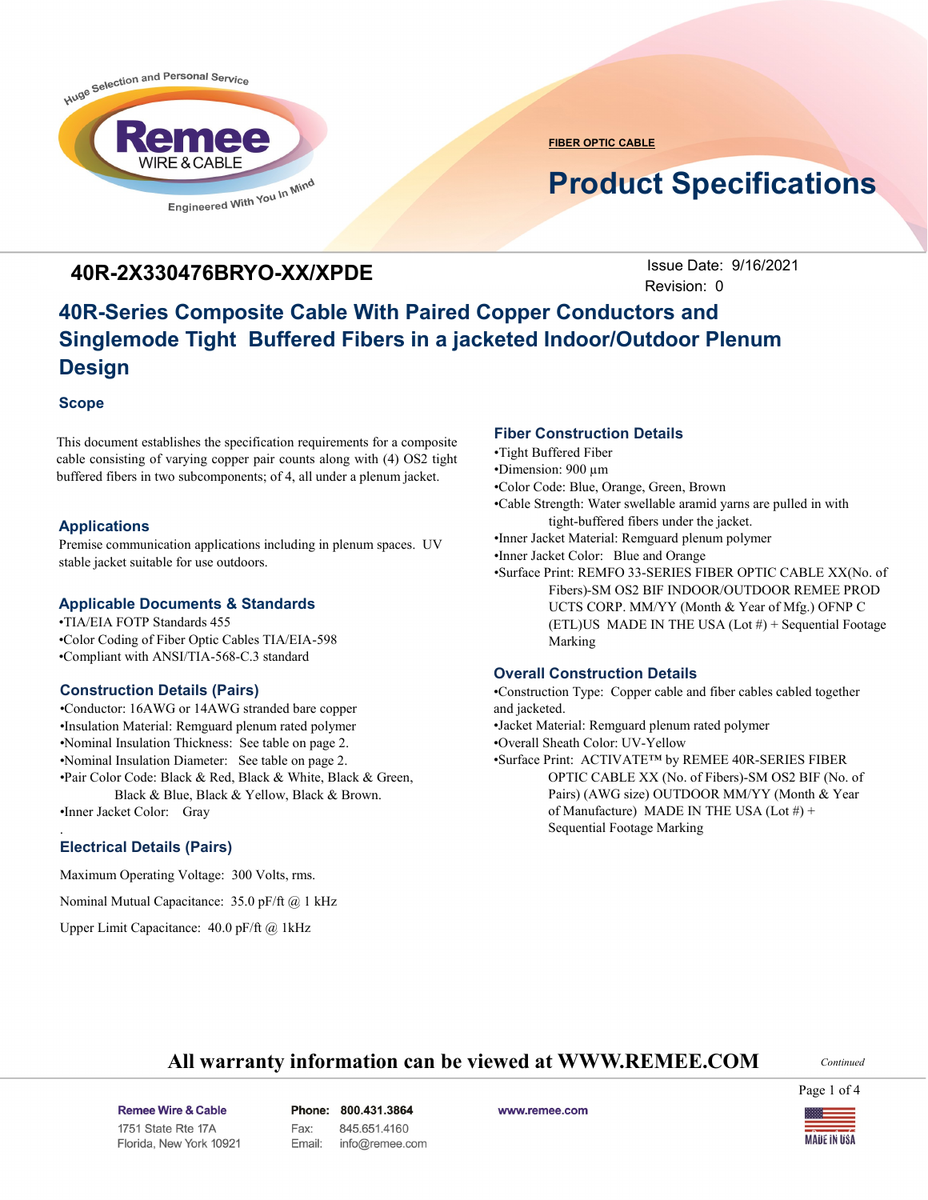FIBER OPTIC CABLE

# Product Specifications

## 40R-2X330476BRYO-XX/XPDE

Issue Date: 9/16/2021
Revision: 0

# 40R-Series Composite Cable With Paired Copper Conductors and Singlemode Tight Buffered Fibers in a jacketed Indoor/Outdoor Plenum Design

### Scope

This document establishes the specification requirements for a composite cable consisting of varying copper pair counts along with (4) OS2 tight buffered fibers in two subcomponents; of 4, all under a plenum jacket.

### Applications

Premise communication applications including in plenum spaces. UV stable jacket suitable for use outdoors.

### Applicable Documents & Standards

- TIA/EIA FOTP Standards 455
- Color Coding of Fiber Optic Cables TIA/EIA-598
- Compliant with ANSI/TIA-568-C.3 standard

### Construction Details (Pairs)

- Conductor: 16AWG or 14AWG stranded bare copper
- Insulation Material: Remguard plenum rated polymer
- Nominal Insulation Thickness: See table on page 2.
- Nominal Insulation Diameter: See table on page 2.
- Pair Color Code: Black & Red, Black & White, Black & Green, Black & Blue, Black & Yellow, Black & Brown.
- Inner Jacket Color: Gray

### Electrical Details (Pairs)

Maximum Operating Voltage: 300 Volts, rms.

Nominal Mutual Capacitance: 35.0 pF/ft @ 1 kHz

Upper Limit Capacitance: 40.0 pF/ft @ 1kHz

### Fiber Construction Details

- Tight Buffered Fiber
- Dimension: 900 µm
- Color Code: Blue, Orange, Green, Brown
- Cable Strength: Water swellable aramid yarns are pulled in with tight-buffered fibers under the jacket.
- Inner Jacket Material: Remguard plenum polymer
- Inner Jacket Color: Blue and Orange
- Surface Print: REMFO 33-SERIES FIBER OPTIC CABLE XX(No. of Fibers)-SM OS2 BIF INDOOR/OUTDOOR REMEE PROD UCTS CORP. MM/YY (Month & Year of Mfg.) OFNP C (ETL)US MADE IN THE USA (Lot #) + Sequential Footage Marking

### Overall Construction Details

- Construction Type: Copper cable and fiber cables cabled together and jacketed.
- Jacket Material: Remguard plenum rated polymer
- Overall Sheath Color: UV-Yellow
- Surface Print: ACTIVATE™ by REMEE 40R-SERIES FIBER OPTIC CABLE XX (No. of Fibers)-SM OS2 BIF (No. of Pairs) (AWG size) OUTDOOR MM/YY (Month & Year of Manufacture) MADE IN THE USA (Lot #) + Sequential Footage Marking

**All warranty information can be viewed at WWW.REMEE.COM**

*Continued*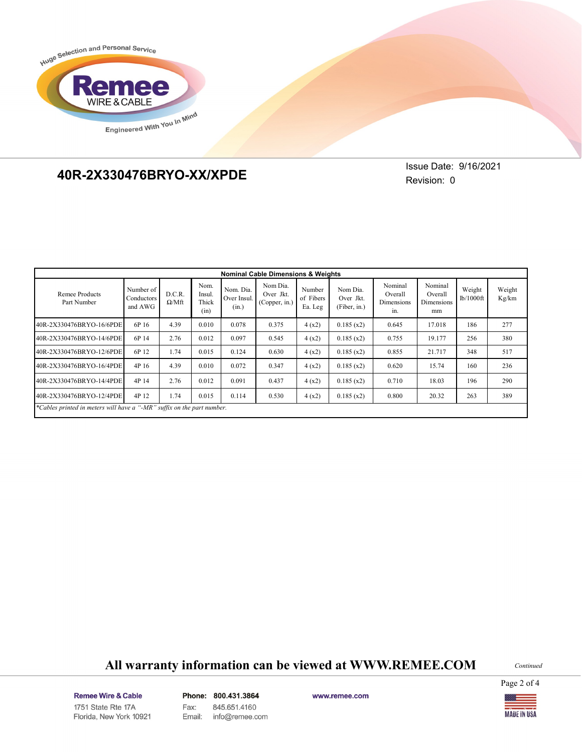## 40R-2X330476BRYO-XX/XPDE

Issue Date: 9/16/2021
Revision: 0

| Nominal Cable Dimensions & Weights | | | | | | | | | | | |
|---|---|---|---|---|---|---|---|---|---|---|---|
| Remee Products Part Number | Number of Conductors and AWG | D.C.R. Ω/Mft | Nom. Insul. Thick (in) | Nom. Dia. Over Insul. (in.) | Nom Dia. Over Jkt. (Copper, in.) | Number of Fibers Ea. Leg | Nom Dia. Over Jkt. (Fiber, in.) | Nominal Overall Dimensions in. | Nominal Overall Dimensions mm | Weight lb/1000ft | Weight Kg/km |
| 40R-2X330476BRYO-16/6PDE | 6P 16 | 4.39 | 0.010 | 0.078 | 0.375 | 4 (x2) | 0.185 (x2) | 0.645 | 17.018 | 186 | 277 |
| 40R-2X330476BRYO-14/6PDE | 6P 14 | 2.76 | 0.012 | 0.097 | 0.545 | 4 (x2) | 0.185 (x2) | 0.755 | 19.177 | 256 | 380 |
| 40R-2X330476BRYO-12/6PDE | 6P 12 | 1.74 | 0.015 | 0.124 | 0.630 | 4 (x2) | 0.185 (x2) | 0.855 | 21.717 | 348 | 517 |
| 40R-2X330476BRYO-16/4PDE | 4P 16 | 4.39 | 0.010 | 0.072 | 0.347 | 4 (x2) | 0.185 (x2) | 0.620 | 15.74 | 160 | 236 |
| 40R-2X330476BRYO-14/4PDE | 4P 14 | 2.76 | 0.012 | 0.091 | 0.437 | 4 (x2) | 0.185 (x2) | 0.710 | 18.03 | 196 | 290 |
| 40R-2X330476BRYO-12/4PDE | 4P 12 | 1.74 | 0.015 | 0.114 | 0.530 | 4 (x2) | 0.185 (x2) | 0.800 | 20.32 | 263 | 389 |

*Cables printed in meters will have a "-MR" suffix on the part number.*

**All warranty information can be viewed at WWW.REMEE.COM**

*Continued*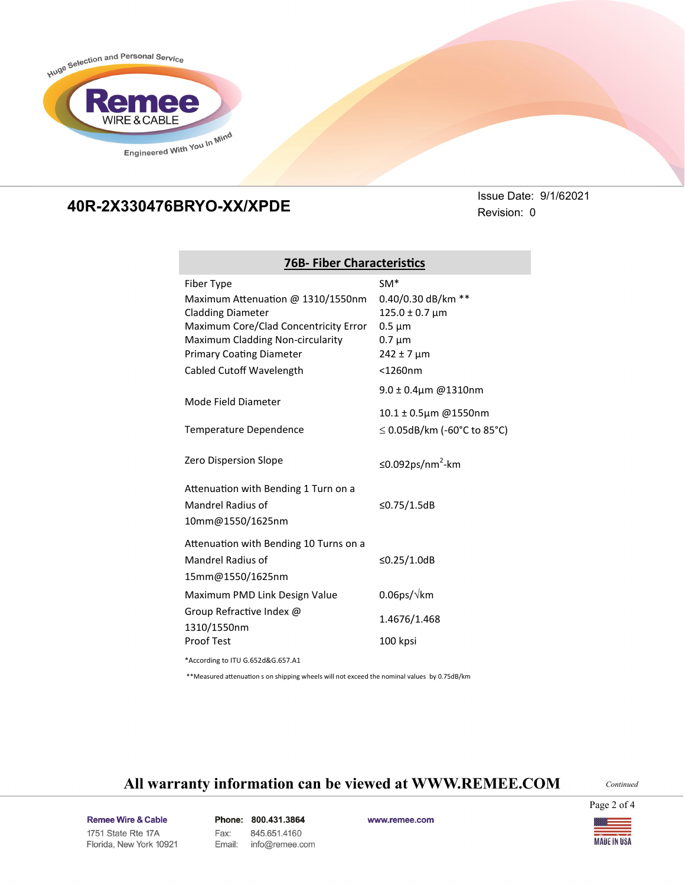## 40R-2X330476BRYO-XX/XPDE

Issue Date: 9/1/62021
Revision: 0

| 76B- Fiber Characteristics | |
|---|---|
| Fiber Type | SM* |
| Maximum Attenuation @ 1310/1550nm | 0.40/0.30 dB/km ** |
| Cladding Diameter | 125.0 ± 0.7 µm |
| Maximum Core/Clad Concentricity Error | 0.5 µm |
| Maximum Cladding Non-circularity | 0.7 µm |
| Primary Coating Diameter | 242 ± 7 µm |
| Cabled Cutoff Wavelength | <1260nm |
| Mode Field Diameter | 9.0 ± 0.4µm @1310nm<br>10.1 ± 0.5µm @1550nm |
| Temperature Dependence | ≤ 0.05dB/km (-60°C to 85°C) |
| Zero Dispersion Slope | ≤0.092ps/nm$^2$-km |
| Attenuation with Bending 1 Turn on a Mandrel Radius of 10mm@1550/1625nm | ≤0.75/1.5dB |
| Attenuation with Bending 10 Turns on a Mandrel Radius of 15mm@1550/1625nm | ≤0.25/1.0dB |
| Maximum PMD Link Design Value | 0.06ps/√km |
| Group Refractive Index @ 1310/1550nm | 1.4676/1.468 |
| Proof Test | 100 kpsi |

*According to ITU G.652d&G.657.A1

**Measured attenuation s on shipping wheels will not exceed the nominal values by 0.75dB/km

**All warranty information can be viewed at WWW.REMEE.COM**

*Continued*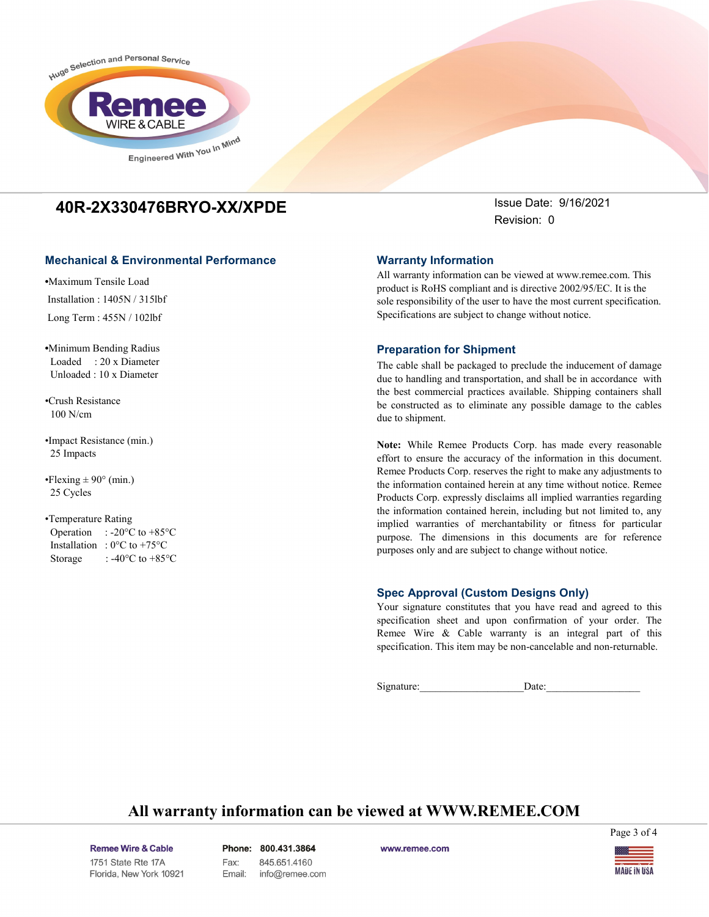# 40R-2X330476BRYO-XX/XPDE

Issue Date: 9/16/2021
Revision: 0

## Mechanical & Environmental Performance

•Maximum Tensile Load

Installation : 1405N / 315lbf

Long Term : 455N / 102lbf

•Minimum Bending Radius
Loaded : 20 x Diameter
Unloaded : 10 x Diameter

•Crush Resistance
100 N/cm

•Impact Resistance (min.)
25 Impacts

•Flexing ± 90° (min.)
25 Cycles

•Temperature Rating
Operation : -20°C to +85°C
Installation : 0°C to +75°C
Storage : -40°C to +85°C

## Warranty Information

All warranty information can be viewed at www.remee.com. This product is RoHS compliant and is directive 2002/95/EC. It is the sole responsibility of the user to have the most current specification. Specifications are subject to change without notice.

## Preparation for Shipment

The cable shall be packaged to preclude the inducement of damage due to handling and transportation, and shall be in accordance with the best commercial practices available. Shipping containers shall be constructed as to eliminate any possible damage to the cables due to shipment.

**Note:** While Remee Products Corp. has made every reasonable effort to ensure the accuracy of the information in this document. Remee Products Corp. reserves the right to make any adjustments to the information contained herein at any time without notice. Remee Products Corp. expressly disclaims all implied warranties regarding the information contained herein, including but not limited to, any implied warranties of merchantability or fitness for particular purpose. The dimensions in this documents are for reference purposes only and are subject to change without notice.

## Spec Approval (Custom Designs Only)

Your signature constitutes that you have read and agreed to this specification sheet and upon confirmation of your order. The Remee Wire & Cable warranty is an integral part of this specification. This item may be non-cancelable and non-returnable.

Signature:____________________Date:__________________

**All warranty information can be viewed at WWW.REMEE.COM**

Remee Wire & Cable
1751 State Rte 17A
Florida, New York 10921

Phone: 800.431.3864
Fax: 845.651.4160
Email: info@remee.com

www.remee.com

MADE IN USA